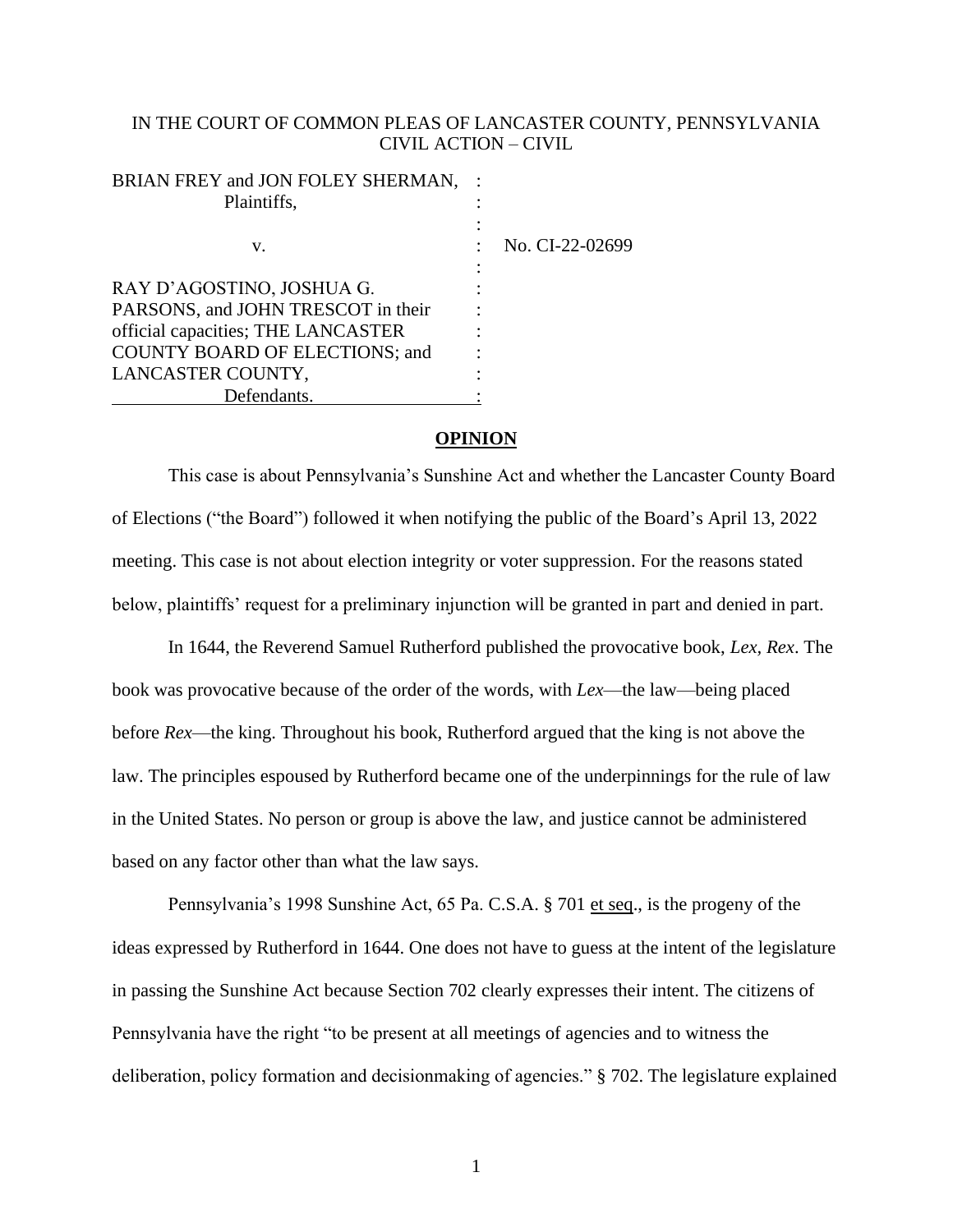IN THE COURT OF COMMON PLEAS OF LANCASTER COUNTY, PENNSYLVANIA
CIVIL ACTION – CIVIL

| | | |
|---|---|---|
| BRIAN FREY and JON FOLEY SHERMAN, Plaintifs, | : | |
| v. | : | No. CI-22-02699 |
| RAY D'AGOSTINO, JOSHUA G. PARSONS, and JOHN TRESCOT in their official capacities; THE LANCASTER COUNTY BOARD OF ELECTIONS; and LANCASTER COUNTY, Defendants. | : | |

## OPINION

This case is about Pennsylvania's Sunshine Act and whether the Lancaster County Board of Elections ("the Board") followed it when notifying the public of the Board's April 13, 2022 meeting. This case is not about election integrity or voter suppression. For the reasons stated below, plaintiffs' request for a preliminary injunction will be granted in part and denied in part.

In 1644, the Reverend Samuel Rutherford published the provocative book, *Lex, Rex*. The book was provocative because of the order of the words, with *Lex*—the law—being placed before *Rex*—the king. Throughout his book, Rutherford argued that the king is not above the law. The principles espoused by Rutherford became one of the underpinnings for the rule of law in the United States. No person or group is above the law, and justice cannot be administered based on any factor other than what the law says.

Pennsylvania's 1998 Sunshine Act, 65 Pa. C.S.A. § 701 et seq., is the progeny of the ideas expressed by Rutherford in 1644. One does not have to guess at the intent of the legislature in passing the Sunshine Act because Section 702 clearly expresses their intent. The citizens of Pennsylvania have the right "to be present at all meetings of agencies and to witness the deliberation, policy formation and decisionmaking of agencies." § 702. The legislature explained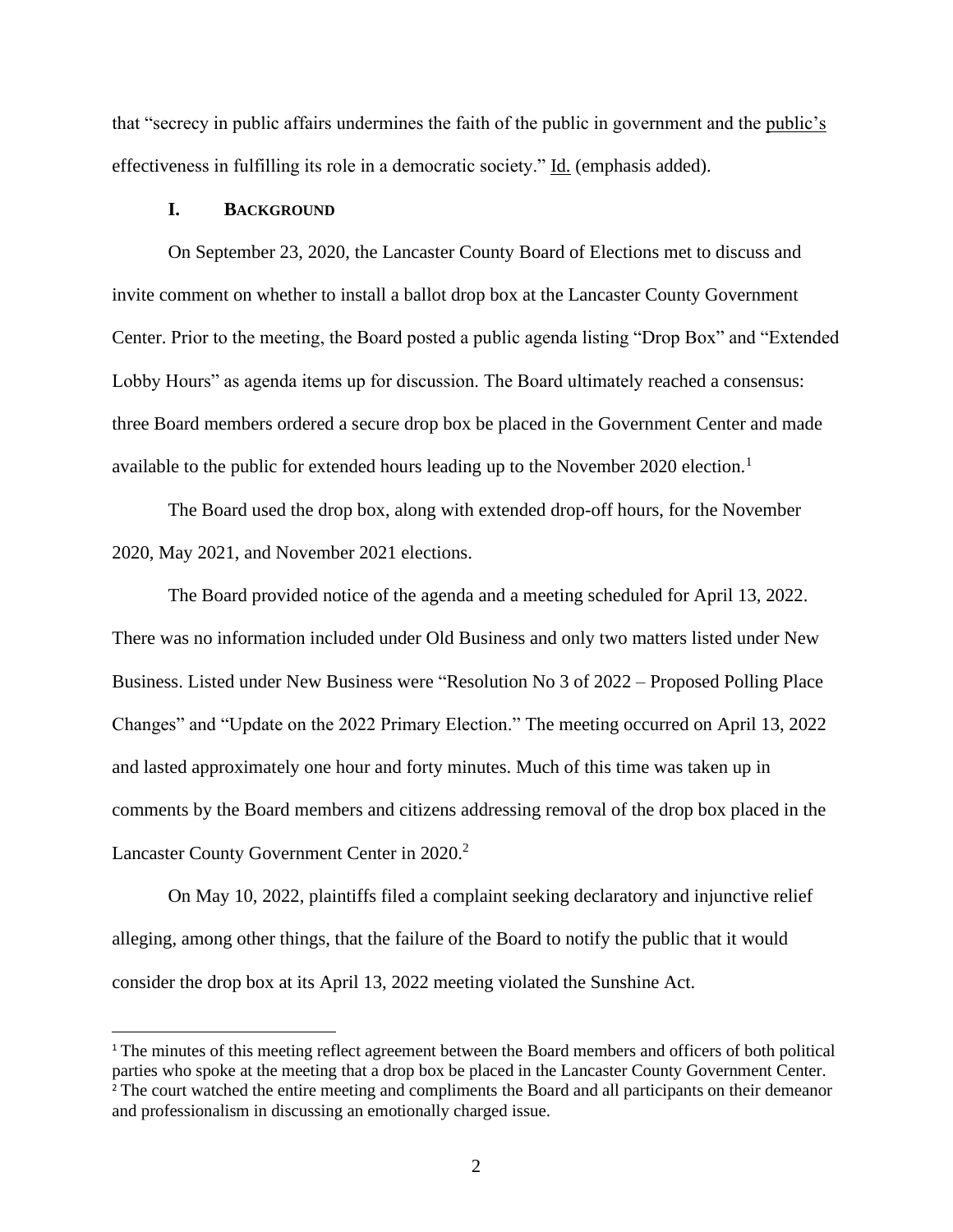that "secrecy in public affairs undermines the faith of the public in government and the public's effectiveness in fulfilling its role in a democratic society." Id. (emphasis added).

## I. BACKGROUND

On September 23, 2020, the Lancaster County Board of Elections met to discuss and invite comment on whether to install a ballot drop box at the Lancaster County Government Center. Prior to the meeting, the Board posted a public agenda listing "Drop Box" and "Extended Lobby Hours" as agenda items up for discussion. The Board ultimately reached a consensus: three Board members ordered a secure drop box be placed in the Government Center and made available to the public for extended hours leading up to the November 2020 election.[1]

The Board used the drop box, along with extended drop-off hours, for the November 2020, May 2021, and November 2021 elections.

The Board provided notice of the agenda and a meeting scheduled for April 13, 2022. There was no information included under Old Business and only two matters listed under New Business. Listed under New Business were "Resolution No 3 of 2022 – Proposed Polling Place Changes" and "Update on the 2022 Primary Election." The meeting occurred on April 13, 2022 and lasted approximately one hour and forty minutes. Much of this time was taken up in comments by the Board members and citizens addressing removal of the drop box placed in the Lancaster County Government Center in 2020.[2]

On May 10, 2022, plaintiffs filed a complaint seeking declaratory and injunctive relief alleging, among other things, that the failure of the Board to notify the public that it would consider the drop box at its April 13, 2022 meeting violated the Sunshine Act.

---

[1] The minutes of this meeting reflect agreement between the Board members and officers of both political parties who spoke at the meeting that a drop box be placed in the Lancaster County Government Center.

[2] The court watched the entire meeting and compliments the Board and all participants on their demeanor and professionalism in discussing an emotionally charged issue.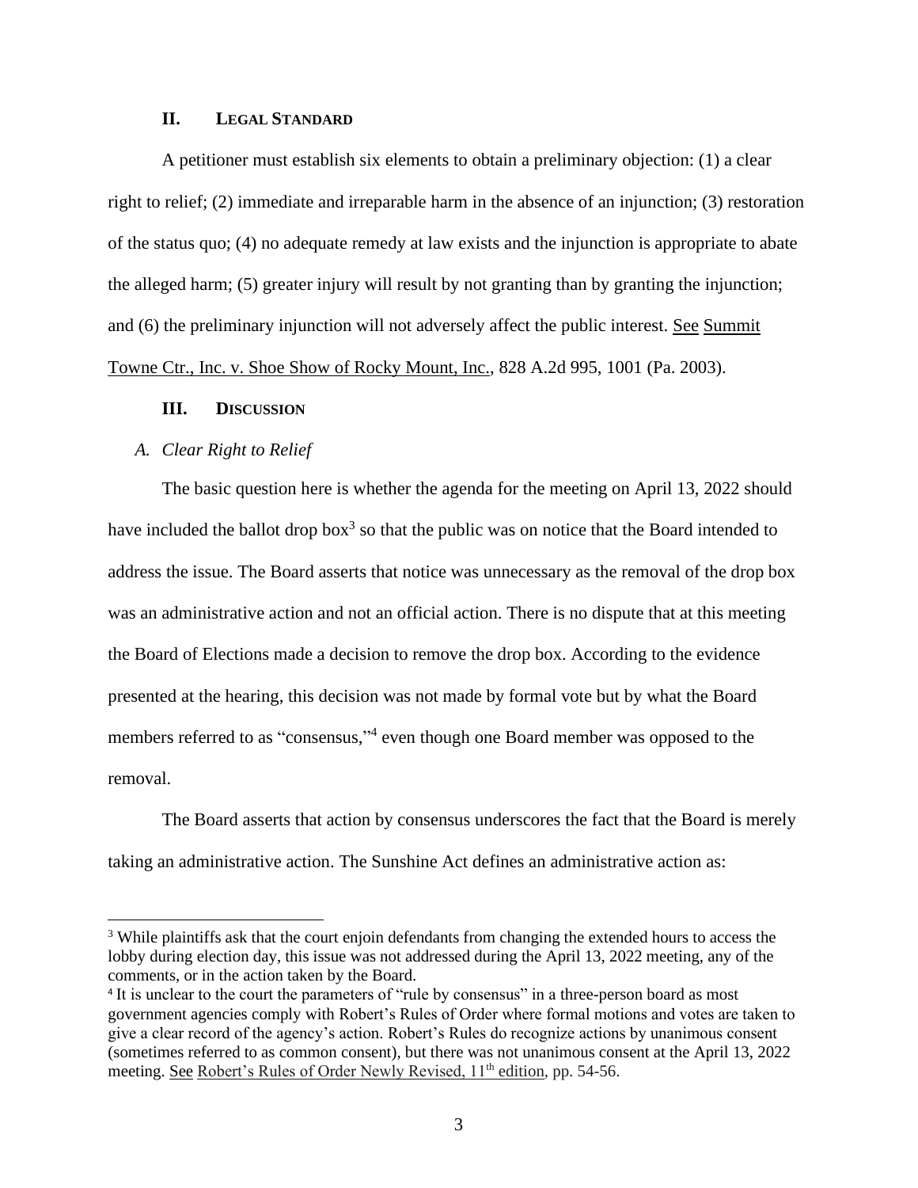## II. Legal Standard

A petitioner must establish six elements to obtain a preliminary objection: (1) a clear right to relief; (2) immediate and irreparable harm in the absence of an injunction; (3) restoration of the status quo; (4) no adequate remedy at law exists and the injunction is appropriate to abate the alleged harm; (5) greater injury will result by not granting than by granting the injunction; and (6) the preliminary injunction will not adversely affect the public interest. See Summit Towne Ctr., Inc. v. Shoe Show of Rocky Mount, Inc., 828 A.2d 995, 1001 (Pa. 2003).

## III. Discussion

### *A. Clear Right to Relief*

The basic question here is whether the agenda for the meeting on April 13, 2022 should have included the ballot drop box[3] so that the public was on notice that the Board intended to address the issue. The Board asserts that notice was unnecessary as the removal of the drop box was an administrative action and not an official action. There is no dispute that at this meeting the Board of Elections made a decision to remove the drop box. According to the evidence presented at the hearing, this decision was not made by formal vote but by what the Board members referred to as "consensus,"[4] even though one Board member was opposed to the removal.

The Board asserts that action by consensus underscores the fact that the Board is merely taking an administrative action. The Sunshine Act defines an administrative action as:

---

[3] While plaintiffs ask that the court enjoin defendants from changing the extended hours to access the lobby during election day, this issue was not addressed during the April 13, 2022 meeting, any of the comments, or in the action taken by the Board.

[4] It is unclear to the court the parameters of "rule by consensus" in a three-person board as most government agencies comply with Robert's Rules of Order where formal motions and votes are taken to give a clear record of the agency's action. Robert's Rules do recognize actions by unanimous consent (sometimes referred to as common consent), but there was not unanimous consent at the April 13, 2022 meeting. See Robert's Rules of Order Newly Revised, 11th edition, pp. 54-56.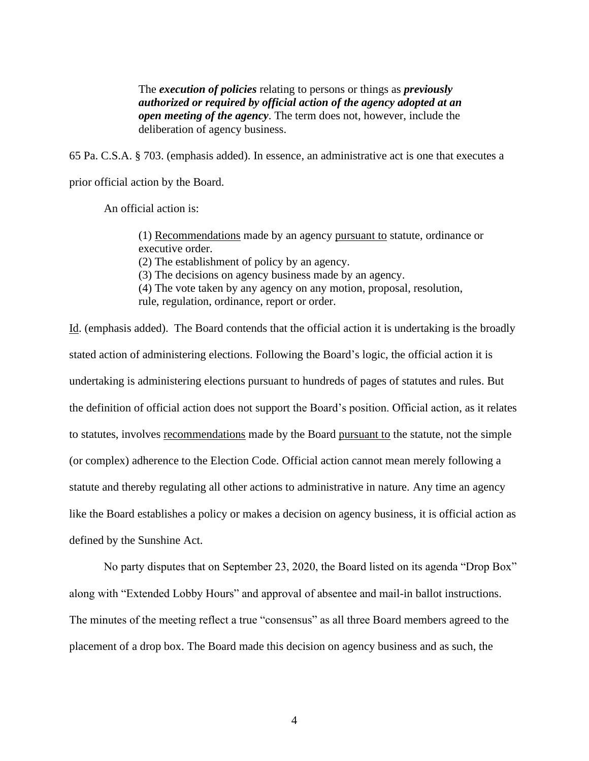> The ***execution of policies*** relating to persons or things as ***previously authorized or required by official action of the agency adopted at an open meeting of the agency***. The term does not, however, include the deliberation of agency business.

65 Pa. C.S.A. § 703. (emphasis added). In essence, an administrative act is one that executes a prior official action by the Board.

An official action is:

> (1) <u>Recommendations</u> made by an agency <u>pursuant to</u> statute, ordinance or executive order.
> (2) The establishment of policy by an agency.
> (3) The decisions on agency business made by an agency.
> (4) The vote taken by any agency on any motion, proposal, resolution, rule, regulation, ordinance, report or order.

<u>Id</u>. (emphasis added). The Board contends that the official action it is undertaking is the broadly stated action of administering elections. Following the Board's logic, the official action it is undertaking is administering elections pursuant to hundreds of pages of statutes and rules. But the definition of official action does not support the Board's position. Official action, as it relates to statutes, involves <u>recommendations</u> made by the Board <u>pursuant to</u> the statute, not the simple (or complex) adherence to the Election Code. Official action cannot mean merely following a statute and thereby regulating all other actions to administrative in nature. Any time an agency like the Board establishes a policy or makes a decision on agency business, it is official action as defined by the Sunshine Act.

No party disputes that on September 23, 2020, the Board listed on its agenda "Drop Box" along with "Extended Lobby Hours" and approval of absentee and mail-in ballot instructions. The minutes of the meeting reflect a true "consensus" as all three Board members agreed to the placement of a drop box. The Board made this decision on agency business and as such, the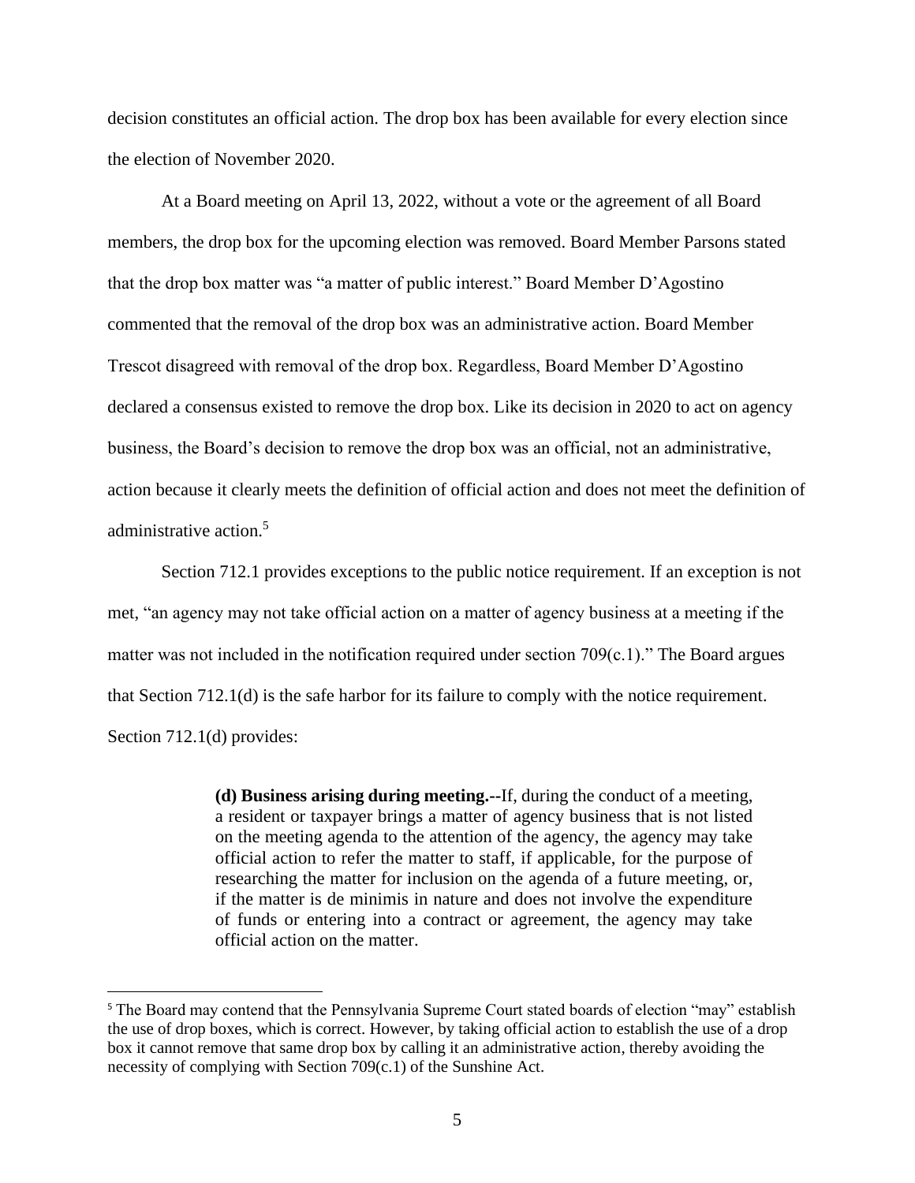decision constitutes an official action. The drop box has been available for every election since the election of November 2020.

At a Board meeting on April 13, 2022, without a vote or the agreement of all Board members, the drop box for the upcoming election was removed. Board Member Parsons stated that the drop box matter was "a matter of public interest." Board Member D'Agostino commented that the removal of the drop box was an administrative action. Board Member Trescot disagreed with removal of the drop box. Regardless, Board Member D'Agostino declared a consensus existed to remove the drop box. Like its decision in 2020 to act on agency business, the Board's decision to remove the drop box was an official, not an administrative, action because it clearly meets the definition of official action and does not meet the definition of administrative action.[5]

Section 712.1 provides exceptions to the public notice requirement. If an exception is not met, "an agency may not take official action on a matter of agency business at a meeting if the matter was not included in the notification required under section 709(c.1)." The Board argues that Section 712.1(d) is the safe harbor for its failure to comply with the notice requirement. Section 712.1(d) provides:

> **(d) Business arising during meeting.--**If, during the conduct of a meeting, a resident or taxpayer brings a matter of agency business that is not listed on the meeting agenda to the attention of the agency, the agency may take official action to refer the matter to staff, if applicable, for the purpose of researching the matter for inclusion on the agenda of a future meeting, or, if the matter is de minimis in nature and does not involve the expenditure of funds or entering into a contract or agreement, the agency may take official action on the matter.

[5] The Board may contend that the Pennsylvania Supreme Court stated boards of election "may" establish the use of drop boxes, which is correct. However, by taking official action to establish the use of a drop box it cannot remove that same drop box by calling it an administrative action, thereby avoiding the necessity of complying with Section 709(c.1) of the Sunshine Act.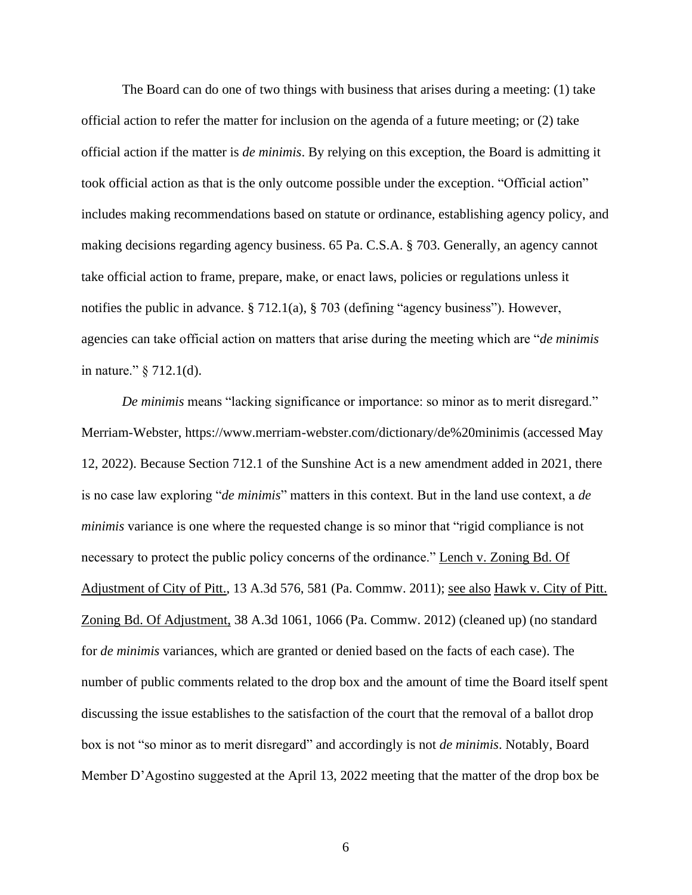The Board can do one of two things with business that arises during a meeting: (1) take official action to refer the matter for inclusion on the agenda of a future meeting; or (2) take official action if the matter is *de minimis*. By relying on this exception, the Board is admitting it took official action as that is the only outcome possible under the exception. "Official action" includes making recommendations based on statute or ordinance, establishing agency policy, and making decisions regarding agency business. 65 Pa. C.S.A. § 703. Generally, an agency cannot take official action to frame, prepare, make, or enact laws, policies or regulations unless it notifies the public in advance. § 712.1(a), § 703 (defining "agency business"). However, agencies can take official action on matters that arise during the meeting which are "*de minimis* in nature." § 712.1(d).

*De minimis* means "lacking significance or importance: so minor as to merit disregard." Merriam-Webster, https://www.merriam-webster.com/dictionary/de%20minimis (accessed May 12, 2022). Because Section 712.1 of the Sunshine Act is a new amendment added in 2021, there is no case law exploring "*de minimis*" matters in this context. But in the land use context, a *de minimis* variance is one where the requested change is so minor that "rigid compliance is not necessary to protect the public policy concerns of the ordinance." Lench v. Zoning Bd. Of Adjustment of City of Pitt., 13 A.3d 576, 581 (Pa. Commw. 2011); see also Hawk v. City of Pitt. Zoning Bd. Of Adjustment, 38 A.3d 1061, 1066 (Pa. Commw. 2012) (cleaned up) (no standard for *de minimis* variances, which are granted or denied based on the facts of each case). The number of public comments related to the drop box and the amount of time the Board itself spent discussing the issue establishes to the satisfaction of the court that the removal of a ballot drop box is not "so minor as to merit disregard" and accordingly is not *de minimis*. Notably, Board Member D'Agostino suggested at the April 13, 2022 meeting that the matter of the drop box be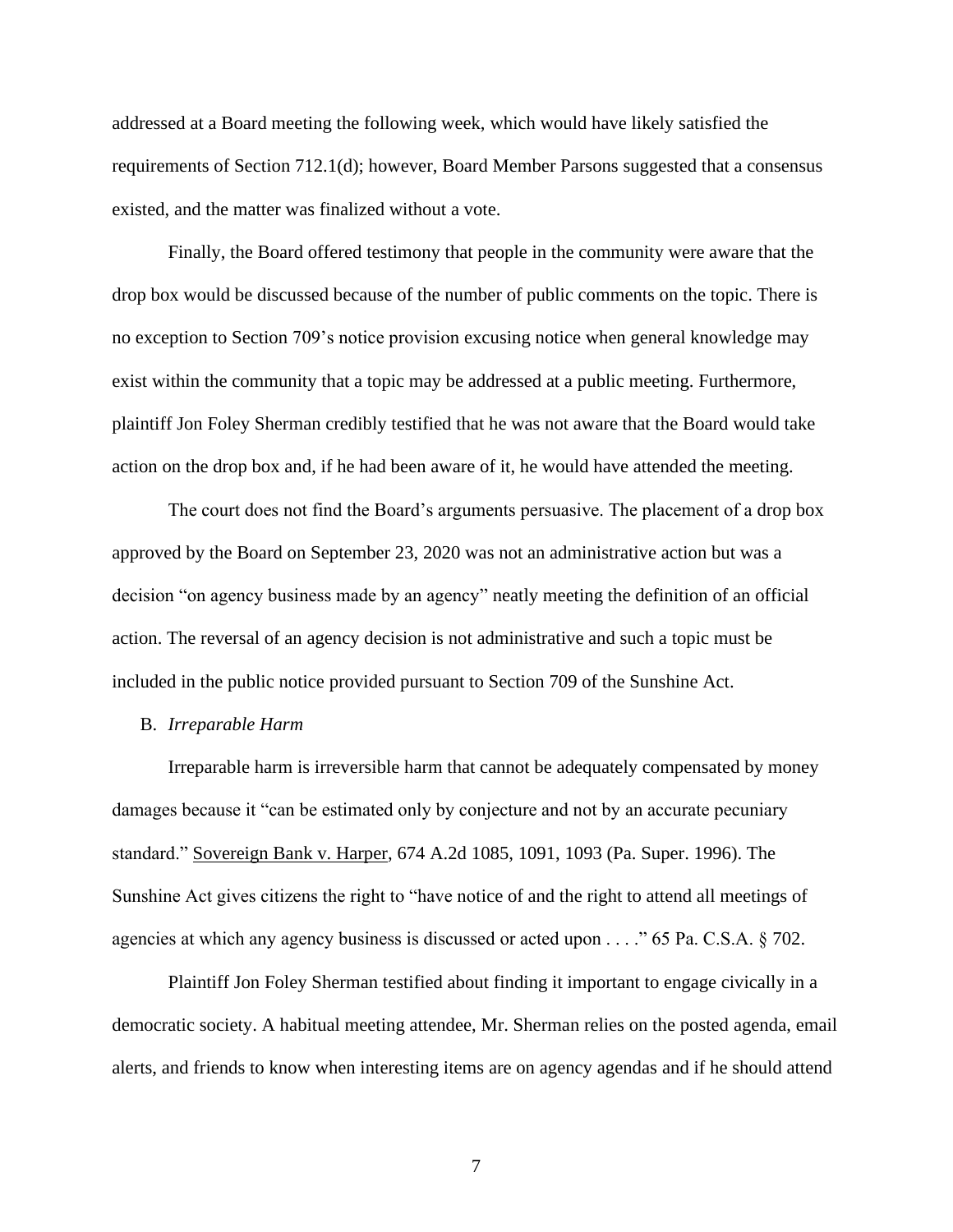addressed at a Board meeting the following week, which would have likely satisfied the requirements of Section 712.1(d); however, Board Member Parsons suggested that a consensus existed, and the matter was finalized without a vote.

Finally, the Board offered testimony that people in the community were aware that the drop box would be discussed because of the number of public comments on the topic. There is no exception to Section 709's notice provision excusing notice when general knowledge may exist within the community that a topic may be addressed at a public meeting. Furthermore, plaintiff Jon Foley Sherman credibly testified that he was not aware that the Board would take action on the drop box and, if he had been aware of it, he would have attended the meeting.

The court does not find the Board's arguments persuasive. The placement of a drop box approved by the Board on September 23, 2020 was not an administrative action but was a decision "on agency business made by an agency" neatly meeting the definition of an official action. The reversal of an agency decision is not administrative and such a topic must be included in the public notice provided pursuant to Section 709 of the Sunshine Act.

B. *Irreparable Harm*

Irreparable harm is irreversible harm that cannot be adequately compensated by money damages because it "can be estimated only by conjecture and not by an accurate pecuniary standard." Sovereign Bank v. Harper, 674 A.2d 1085, 1091, 1093 (Pa. Super. 1996). The Sunshine Act gives citizens the right to "have notice of and the right to attend all meetings of agencies at which any agency business is discussed or acted upon . . . ." 65 Pa. C.S.A. § 702.

Plaintiff Jon Foley Sherman testified about finding it important to engage civically in a democratic society. A habitual meeting attendee, Mr. Sherman relies on the posted agenda, email alerts, and friends to know when interesting items are on agency agendas and if he should attend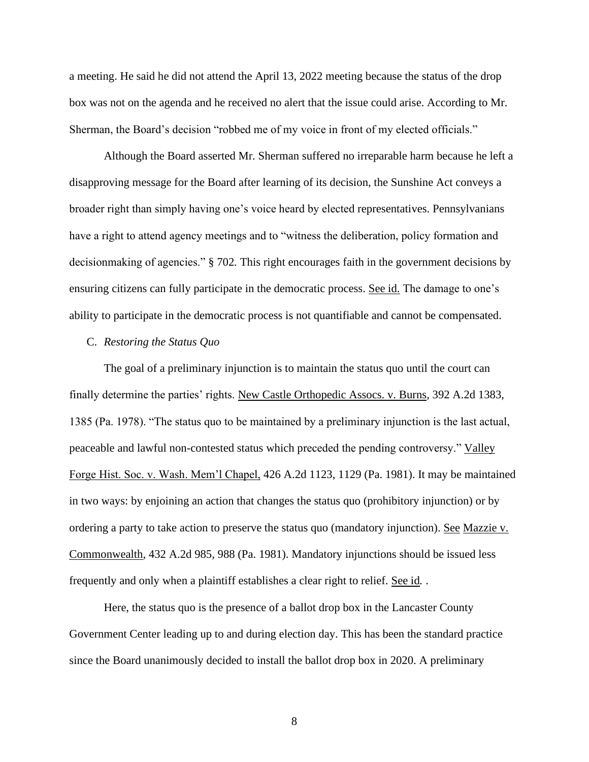a meeting. He said he did not attend the April 13, 2022 meeting because the status of the drop box was not on the agenda and he received no alert that the issue could arise. According to Mr. Sherman, the Board's decision "robbed me of my voice in front of my elected officials."

Although the Board asserted Mr. Sherman suffered no irreparable harm because he left a disapproving message for the Board after learning of its decision, the Sunshine Act conveys a broader right than simply having one's voice heard by elected representatives. Pennsylvanians have a right to attend agency meetings and to "witness the deliberation, policy formation and decisionmaking of agencies." § 702. This right encourages faith in the government decisions by ensuring citizens can fully participate in the democratic process. See id. The damage to one's ability to participate in the democratic process is not quantifiable and cannot be compensated.

C. *Restoring the Status Quo*

The goal of a preliminary injunction is to maintain the status quo until the court can finally determine the parties' rights. New Castle Orthopedic Assocs. v. Burns, 392 A.2d 1383, 1385 (Pa. 1978). "The status quo to be maintained by a preliminary injunction is the last actual, peaceable and lawful non-contested status which preceded the pending controversy." Valley Forge Hist. Soc. v. Wash. Mem'l Chapel, 426 A.2d 1123, 1129 (Pa. 1981). It may be maintained in two ways: by enjoining an action that changes the status quo (prohibitory injunction) or by ordering a party to take action to preserve the status quo (mandatory injunction). See Mazzie v. Commonwealth, 432 A.2d 985, 988 (Pa. 1981). Mandatory injunctions should be issued less frequently and only when a plaintiff establishes a clear right to relief. See id. .

Here, the status quo is the presence of a ballot drop box in the Lancaster County Government Center leading up to and during election day. This has been the standard practice since the Board unanimously decided to install the ballot drop box in 2020. A preliminary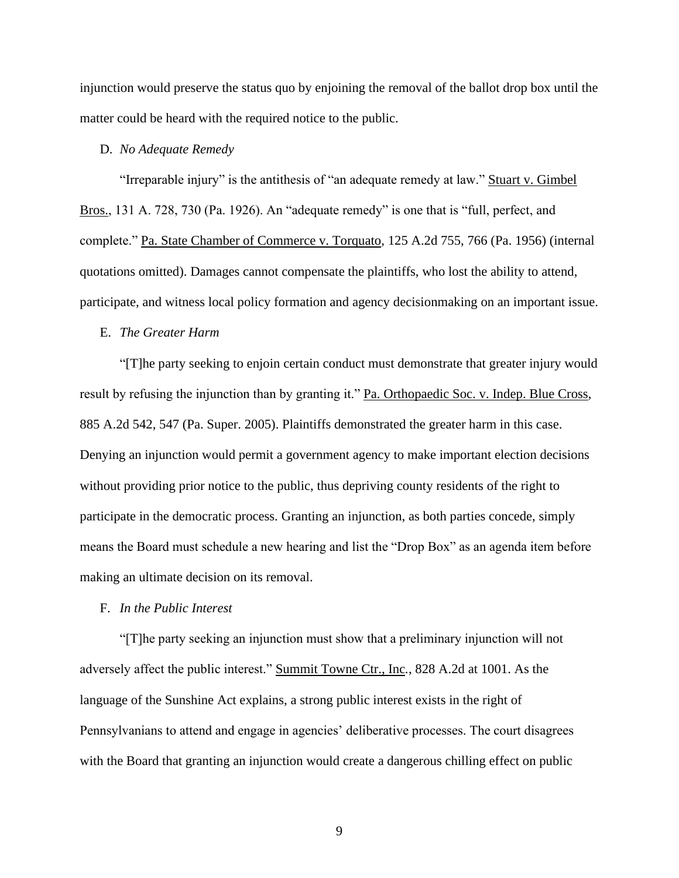injunction would preserve the status quo by enjoining the removal of the ballot drop box until the matter could be heard with the required notice to the public.

D. *No Adequate Remedy*

"Irreparable injury" is the antithesis of "an adequate remedy at law." Stuart v. Gimbel Bros., 131 A. 728, 730 (Pa. 1926). An "adequate remedy" is one that is "full, perfect, and complete." Pa. State Chamber of Commerce v. Torquato, 125 A.2d 755, 766 (Pa. 1956) (internal quotations omitted). Damages cannot compensate the plaintiffs, who lost the ability to attend, participate, and witness local policy formation and agency decisionmaking on an important issue.

E. *The Greater Harm*

"[T]he party seeking to enjoin certain conduct must demonstrate that greater injury would result by refusing the injunction than by granting it." Pa. Orthopaedic Soc. v. Indep. Blue Cross, 885 A.2d 542, 547 (Pa. Super. 2005). Plaintiffs demonstrated the greater harm in this case. Denying an injunction would permit a government agency to make important election decisions without providing prior notice to the public, thus depriving county residents of the right to participate in the democratic process. Granting an injunction, as both parties concede, simply means the Board must schedule a new hearing and list the "Drop Box" as an agenda item before making an ultimate decision on its removal.

F. *In the Public Interest*

"[T]he party seeking an injunction must show that a preliminary injunction will not adversely affect the public interest." Summit Towne Ctr., Inc., 828 A.2d at 1001. As the language of the Sunshine Act explains, a strong public interest exists in the right of Pennsylvanians to attend and engage in agencies' deliberative processes. The court disagrees with the Board that granting an injunction would create a dangerous chilling effect on public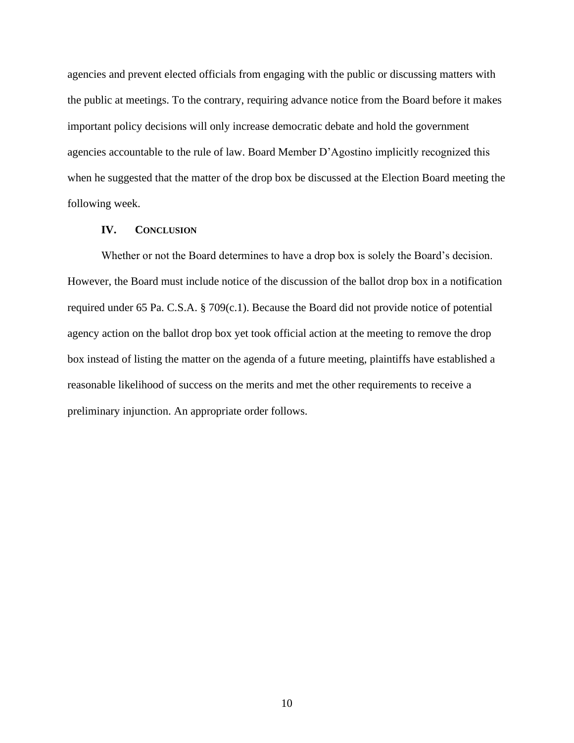agencies and prevent elected officials from engaging with the public or discussing matters with the public at meetings. To the contrary, requiring advance notice from the Board before it makes important policy decisions will only increase democratic debate and hold the government agencies accountable to the rule of law. Board Member D'Agostino implicitly recognized this when he suggested that the matter of the drop box be discussed at the Election Board meeting the following week.

## IV. CONCLUSION

Whether or not the Board determines to have a drop box is solely the Board's decision. However, the Board must include notice of the discussion of the ballot drop box in a notification required under 65 Pa. C.S.A. § 709(c.1). Because the Board did not provide notice of potential agency action on the ballot drop box yet took official action at the meeting to remove the drop box instead of listing the matter on the agenda of a future meeting, plaintiffs have established a reasonable likelihood of success on the merits and met the other requirements to receive a preliminary injunction. An appropriate order follows.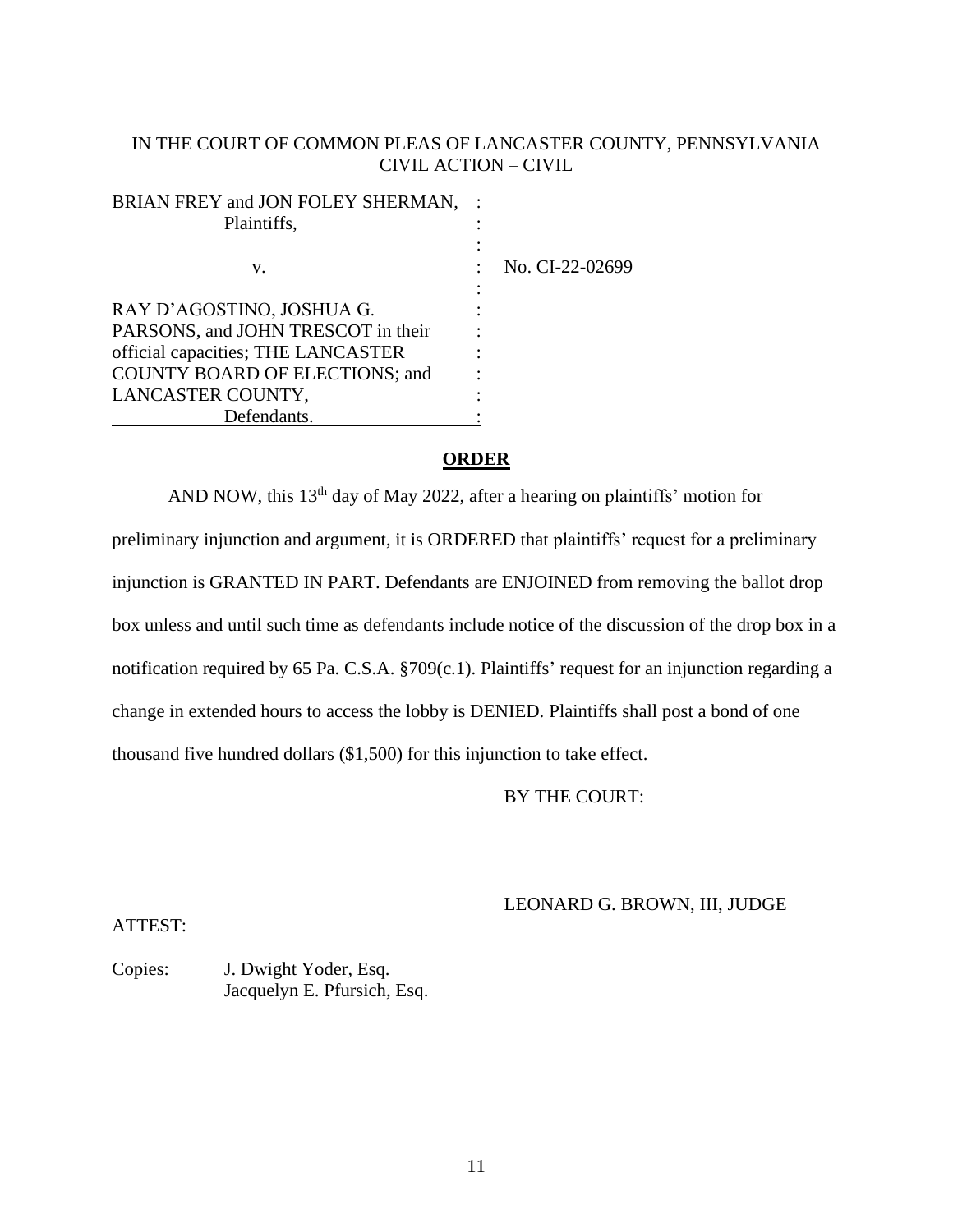IN THE COURT OF COMMON PLEAS OF LANCASTER COUNTY, PENNSYLVANIA
CIVIL ACTION – CIVIL

| | | |
|---|---|---|
| BRIAN FREY and JON FOLEY SHERMAN, Plaintiffs, | : | |
| v. | : | No. CI-22-02699 |
| RAY D'AGOSTINO, JOSHUA G. PARSONS, and JOHN TRESCOT in their official capacities; THE LANCASTER COUNTY BOARD OF ELECTIONS; and LANCASTER COUNTY, Defendants. | : | |

**ORDER**

AND NOW, this 13th day of May 2022, after a hearing on plaintiffs' motion for preliminary injunction and argument, it is ORDERED that plaintiffs' request for a preliminary injunction is GRANTED IN PART. Defendants are ENJOINED from removing the ballot drop box unless and until such time as defendants include notice of the discussion of the drop box in a notification required by 65 Pa. C.S.A. §709(c.1). Plaintiffs' request for an injunction regarding a change in extended hours to access the lobby is DENIED. Plaintiffs shall post a bond of one thousand five hundred dollars ($1,500) for this injunction to take effect.

BY THE COURT:

LEONARD G. BROWN, III, JUDGE

ATTEST:

Copies: J. Dwight Yoder, Esq.
Jacquelyn E. Pfursich, Esq.